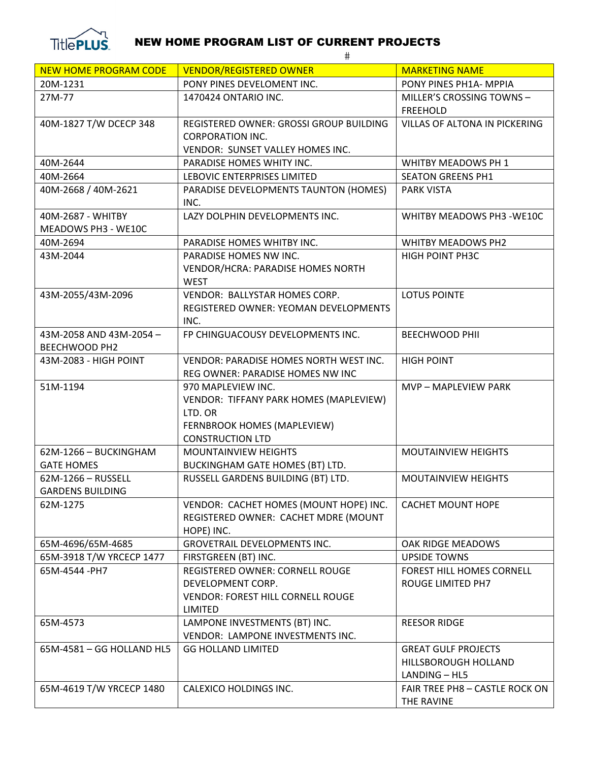# NEW HOME PROGRAM LIST OF CURRENT PROJECTS

#

| NEW HOME PROGRAM CODE | VENDOR/REGISTERED OWNER | MARKETING NAME |
|---|---|---|
| 20M-1231 | PONY PINES DEVELOMENT INC. | PONY PINES PH1A- MPPIA |
| 27M-77 | 1470424 ONTARIO INC. | MILLER'S CROSSING TOWNS – FREEHOLD |
| 40M-1827 T/W DCECP 348 | REGISTERED OWNER: GROSSI GROUP BUILDING CORPORATION INC.<br>VENDOR: SUNSET VALLEY HOMES INC. | VILLAS OF ALTONA IN PICKERING |
| 40M-2644 | PARADISE HOMES WHITY INC. | WHITBY MEADOWS PH 1 |
| 40M-2664 | LEBOVIC ENTERPRISES LIMITED | SEATON GREENS PH1 |
| 40M-2668 / 40M-2621 | PARADISE DEVELOPMENTS TAUNTON (HOMES) INC. | PARK VISTA |
| 40M-2687 - WHITBY MEADOWS PH3 - WE10C | LAZY DOLPHIN DEVELOPMENTS INC. | WHITBY MEADOWS PH3 -WE10C |
| 40M-2694 | PARADISE HOMES WHITBY INC. | WHITBY MEADOWS PH2 |
| 43M-2044 | PARADISE HOMES NW INC.<br>VENDOR/HCRA: PARADISE HOMES NORTH WEST | HIGH POINT PH3C |
| 43M-2055/43M-2096 | VENDOR: BALLYSTAR HOMES CORP.<br>REGISTERED OWNER: YEOMAN DEVELOPMENTS INC. | LOTUS POINTE |
| 43M-2058 AND 43M-2054 – BEECHWOOD PH2 | FP CHINGUACOUSY DEVELOPMENTS INC. | BEECHWOOD PHII |
| 43M-2083 - HIGH POINT | VENDOR: PARADISE HOMES NORTH WEST INC.<br>REG OWNER: PARADISE HOMES NW INC | HIGH POINT |
| 51M-1194 | 970 MAPLEVIEW INC.<br>VENDOR: TIFFANY PARK HOMES (MAPLEVIEW) LTD. OR<br>FERNBROOK HOMES (MAPLEVIEW) CONSTRUCTION LTD | MVP – MAPLEVIEW PARK |
| 62M-1266 – BUCKINGHAM GATE HOMES | MOUNTAINVIEW HEIGHTS<br>BUCKINGHAM GATE HOMES (BT) LTD. | MOUTAINVIEW HEIGHTS |
| 62M-1266 – RUSSELL GARDENS BUILDING | RUSSELL GARDENS BUILDING (BT) LTD. | MOUTAINVIEW HEIGHTS |
| 62M-1275 | VENDOR: CACHET HOMES (MOUNT HOPE) INC.<br>REGISTERED OWNER: CACHET MDRE (MOUNT HOPE) INC. | CACHET MOUNT HOPE |
| 65M-4696/65M-4685 | GROVETRAIL DEVELOPMENTS INC. | OAK RIDGE MEADOWS |
| 65M-3918 T/W YRCECP 1477 | FIRSTGREEN (BT) INC. | UPSIDE TOWNS |
| 65M-4544 -PH7 | REGISTERED OWNER: CORNELL ROUGE DEVELOPMENT CORP.<br>VENDOR: FOREST HILL CORNELL ROUGE LIMITED | FOREST HILL HOMES CORNELL ROUGE LIMITED PH7 |
| 65M-4573 | LAMPONE INVESTMENTS (BT) INC.<br>VENDOR: LAMPONE INVESTMENTS INC. | REESOR RIDGE |
| 65M-4581 – GG HOLLAND HL5 | GG HOLLAND LIMITED | GREAT GULF PROJECTS HILLSBOROUGH HOLLAND LANDING – HL5 |
| 65M-4619 T/W YRCECP 1480 | CALEXICO HOLDINGS INC. | FAIR TREE PH8 – CASTLE ROCK ON THE RAVINE |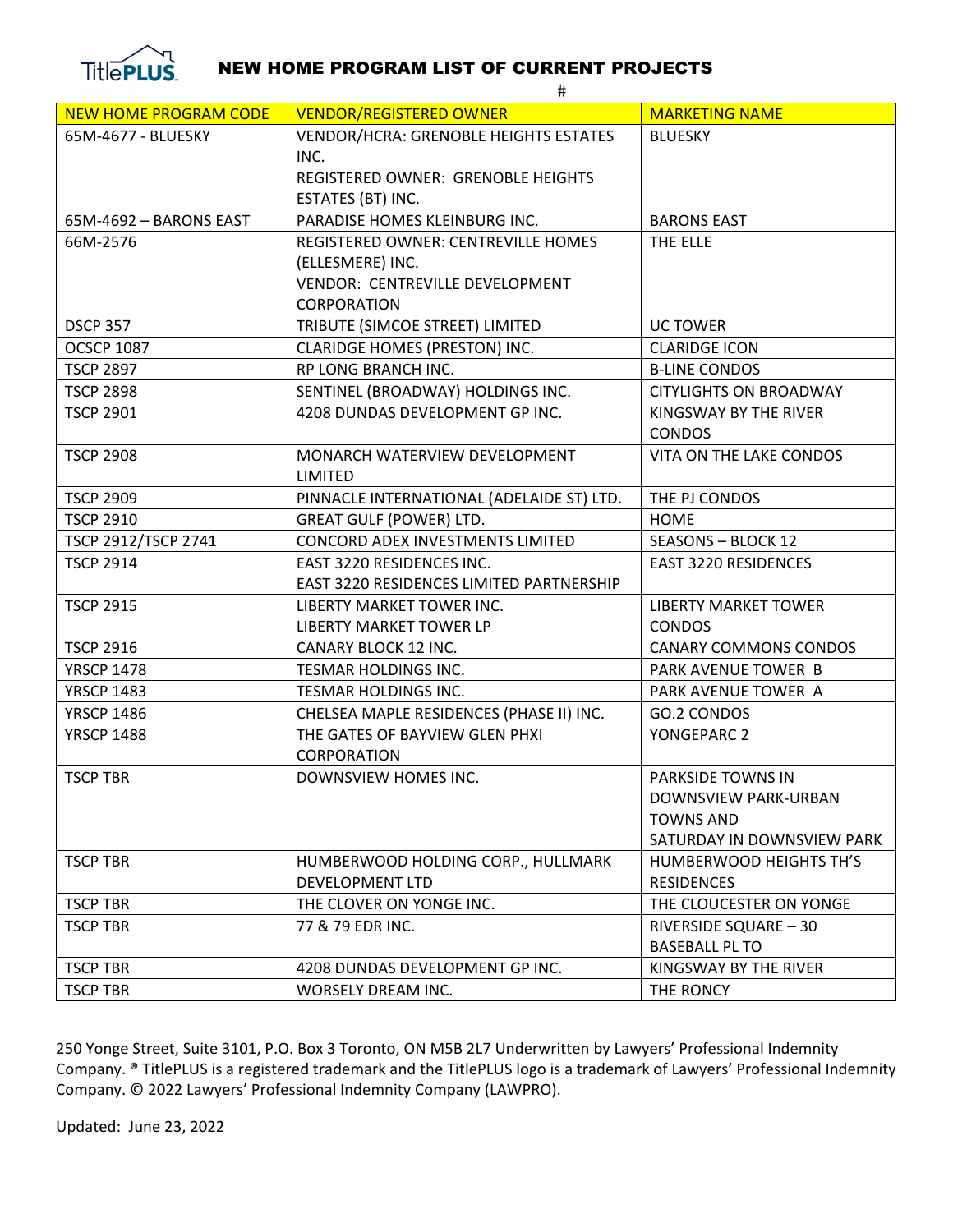## NEW HOME PROGRAM LIST OF CURRENT PROJECTS

#

| NEW HOME PROGRAM CODE | VENDOR/REGISTERED OWNER | MARKETING NAME |
|---|---|---|
| 65M-4677 - BLUESKY | VENDOR/HCRA: GRENOBLE HEIGHTS ESTATES INC.<br>REGISTERED OWNER: GRENOBLE HEIGHTS ESTATES (BT) INC. | BLUESKY |
| 65M-4692 – BARONS EAST | PARADISE HOMES KLEINBURG INC. | BARONS EAST |
| 66M-2576 | REGISTERED OWNER: CENTREVILLE HOMES (ELLESMERE) INC.<br>VENDOR: CENTREVILLE DEVELOPMENT CORPORATION | THE ELLE |
| DSCP 357 | TRIBUTE (SIMCOE STREET) LIMITED | UC TOWER |
| OCSCP 1087 | CLARIDGE HOMES (PRESTON) INC. | CLARIDGE ICON |
| TSCP 2897 | RP LONG BRANCH INC. | B-LINE CONDOS |
| TSCP 2898 | SENTINEL (BROADWAY) HOLDINGS INC. | CITYLIGHTS ON BROADWAY |
| TSCP 2901 | 4208 DUNDAS DEVELOPMENT GP INC. | KINGSWAY BY THE RIVER CONDOS |
| TSCP 2908 | MONARCH WATERVIEW DEVELOPMENT LIMITED | VITA ON THE LAKE CONDOS |
| TSCP 2909 | PINNACLE INTERNATIONAL (ADELAIDE ST) LTD. | THE PJ CONDOS |
| TSCP 2910 | GREAT GULF (POWER) LTD. | HOME |
| TSCP 2912/TSCP 2741 | CONCORD ADEX INVESTMENTS LIMITED | SEASONS – BLOCK 12 |
| TSCP 2914 | EAST 3220 RESIDENCES INC.<br>EAST 3220 RESIDENCES LIMITED PARTNERSHIP | EAST 3220 RESIDENCES |
| TSCP 2915 | LIBERTY MARKET TOWER INC.<br>LIBERTY MARKET TOWER LP | LIBERTY MARKET TOWER CONDOS |
| TSCP 2916 | CANARY BLOCK 12 INC. | CANARY COMMONS CONDOS |
| YRSCP 1478 | TESMAR HOLDINGS INC. | PARK AVENUE TOWER B |
| YRSCP 1483 | TESMAR HOLDINGS INC. | PARK AVENUE TOWER A |
| YRSCP 1486 | CHELSEA MAPLE RESIDENCES (PHASE II) INC. | GO.2 CONDOS |
| YRSCP 1488 | THE GATES OF BAYVIEW GLEN PHXI CORPORATION | YONGEPARC 2 |
| TSCP TBR | DOWNSVIEW HOMES INC. | PARKSIDE TOWNS IN DOWNSVIEW PARK-URBAN TOWNS AND SATURDAY IN DOWNSVIEW PARK |
| TSCP TBR | HUMBERWOOD HOLDING CORP., HULLMARK DEVELOPMENT LTD | HUMBERWOOD HEIGHTS TH'S RESIDENCES |
| TSCP TBR | THE CLOVER ON YONGE INC. | THE CLOUCESTER ON YONGE |
| TSCP TBR | 77 & 79 EDR INC. | RIVERSIDE SQUARE – 30 BASEBALL PL TO |
| TSCP TBR | 4208 DUNDAS DEVELOPMENT GP INC. | KINGSWAY BY THE RIVER |
| TSCP TBR | WORSELY DREAM INC. | THE RONCY |

250 Yonge Street, Suite 3101, P.O. Box 3 Toronto, ON M5B 2L7 Underwritten by Lawyers' Professional Indemnity Company. ® TitlePLUS is a registered trademark and the TitlePLUS logo is a trademark of Lawyers' Professional Indemnity Company. © 2022 Lawyers' Professional Indemnity Company (LAWPRO).

Updated: June 23, 2022